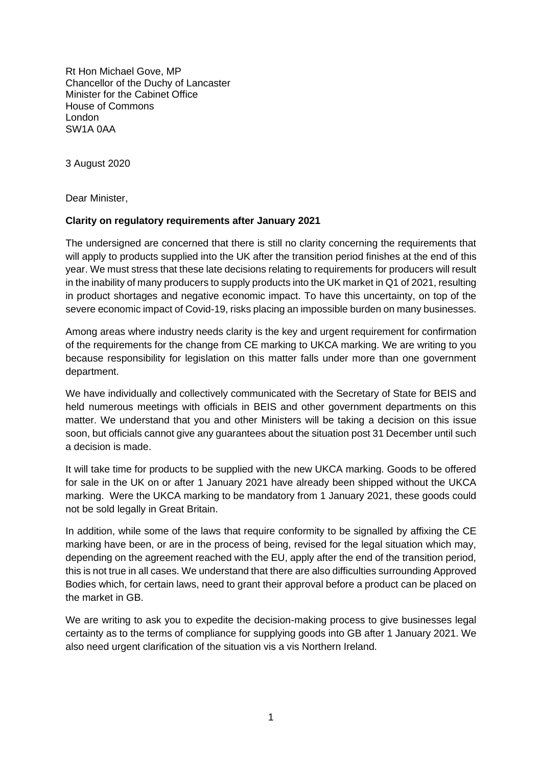Rt Hon Michael Gove, MP
Chancellor of the Duchy of Lancaster
Minister for the Cabinet Office
House of Commons
London
SW1A 0AA

3 August 2020

Dear Minister,

**Clarity on regulatory requirements after January 2021**

The undersigned are concerned that there is still no clarity concerning the requirements that will apply to products supplied into the UK after the transition period finishes at the end of this year. We must stress that these late decisions relating to requirements for producers will result in the inability of many producers to supply products into the UK market in Q1 of 2021, resulting in product shortages and negative economic impact. To have this uncertainty, on top of the severe economic impact of Covid-19, risks placing an impossible burden on many businesses.

Among areas where industry needs clarity is the key and urgent requirement for confirmation of the requirements for the change from CE marking to UKCA marking. We are writing to you because responsibility for legislation on this matter falls under more than one government department.

We have individually and collectively communicated with the Secretary of State for BEIS and held numerous meetings with officials in BEIS and other government departments on this matter. We understand that you and other Ministers will be taking a decision on this issue soon, but officials cannot give any guarantees about the situation post 31 December until such a decision is made.

It will take time for products to be supplied with the new UKCA marking. Goods to be offered for sale in the UK on or after 1 January 2021 have already been shipped without the UKCA marking. Were the UKCA marking to be mandatory from 1 January 2021, these goods could not be sold legally in Great Britain.

In addition, while some of the laws that require conformity to be signalled by affixing the CE marking have been, or are in the process of being, revised for the legal situation which may, depending on the agreement reached with the EU, apply after the end of the transition period, this is not true in all cases. We understand that there are also difficulties surrounding Approved Bodies which, for certain laws, need to grant their approval before a product can be placed on the market in GB.

We are writing to ask you to expedite the decision-making process to give businesses legal certainty as to the terms of compliance for supplying goods into GB after 1 January 2021. We also need urgent clarification of the situation vis a vis Northern Ireland.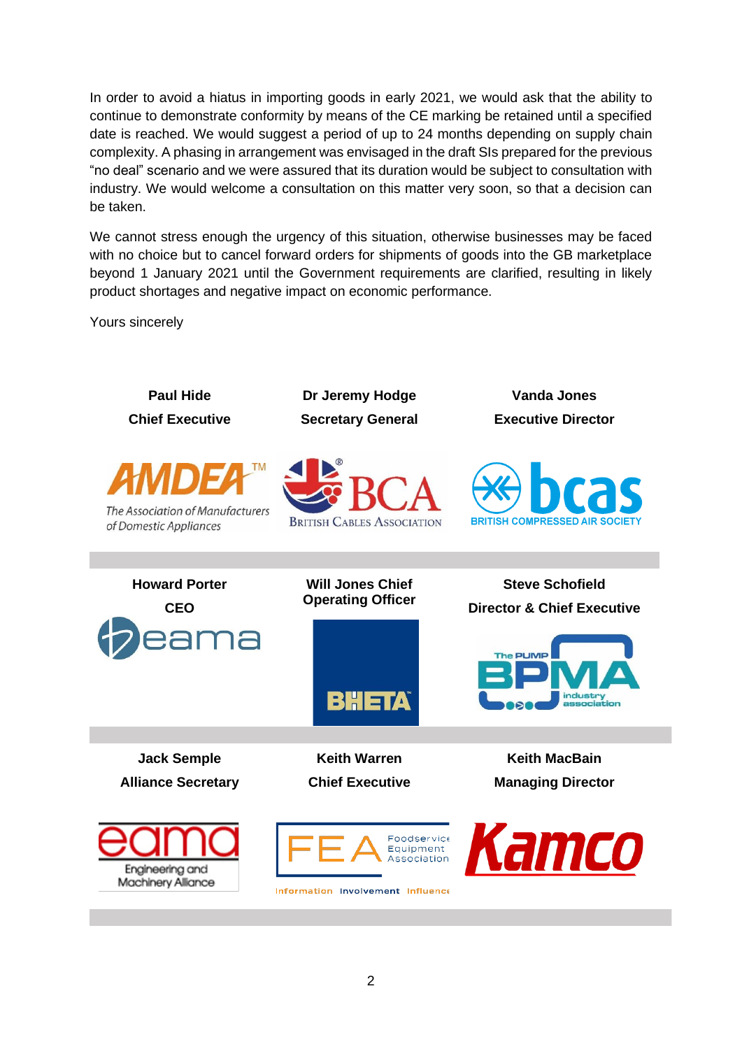In order to avoid a hiatus in importing goods in early 2021, we would ask that the ability to continue to demonstrate conformity by means of the CE marking be retained until a specified date is reached. We would suggest a period of up to 24 months depending on supply chain complexity. A phasing in arrangement was envisaged in the draft SIs prepared for the previous "no deal" scenario and we were assured that its duration would be subject to consultation with industry. We would welcome a consultation on this matter very soon, so that a decision can be taken.

We cannot stress enough the urgency of this situation, otherwise businesses may be faced with no choice but to cancel forward orders for shipments of goods into the GB marketplace beyond 1 January 2021 until the Government requirements are clarified, resulting in likely product shortages and negative impact on economic performance.

Yours sincerely

| | | |
|---|---|---|
| **Paul Hide**<br>**Chief Executive**<br>AMDEA – The Association of Manufacturers of Domestic Appliances | **Dr Jeremy Hodge**<br>**Secretary General**<br>BCA – British Cables Association | **Vanda Jones**<br>**Executive Director**<br>bcas – British Compressed Air Society |
| **Howard Porter**<br>**CEO**<br>beama | **Will Jones Chief Operating Officer**<br>BHETA | **Steve Schofield**<br>**Director & Chief Executive**<br>The Pump BPMA industry association |
| **Jack Semple**<br>**Alliance Secretary**<br>eama – Engineering and Machinery Alliance | **Keith Warren**<br>**Chief Executive**<br>FEA – Foodservice Equipment Association<br>Information Involvement Influence | **Keith MacBain**<br>**Managing Director**<br>Kamco |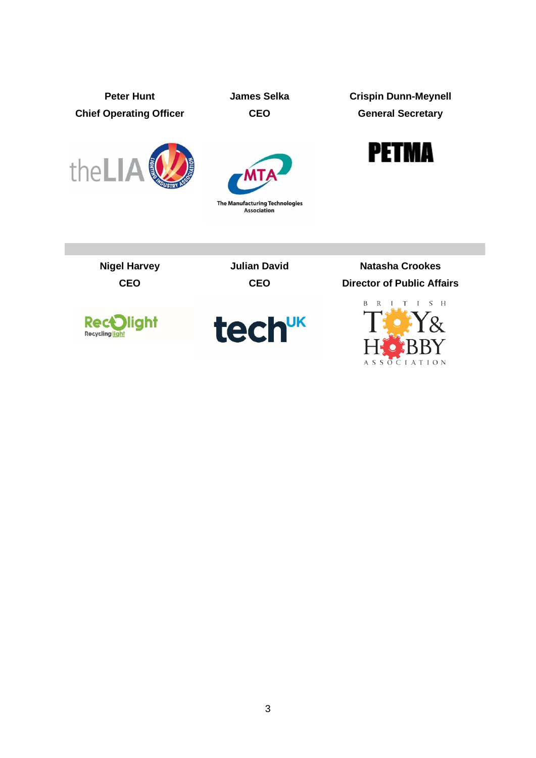| | | |
|---|---|---|
| **Peter Hunt** | **James Selka** | **Crispin Dunn-Meynell** |
| **Chief Operating Officer** | **CEO** | **General Secretary** |
| theLIA | MTA The Manufacturing Technologies Association | PETMA |

| | | |
|---|---|---|
| **Nigel Harvey** | **Julian David** | **Natasha Crookes** |
| **CEO** | **CEO** | **Director of Public Affairs** |
| Recolight Recycling light | techUK | British Toy & Hobby Association |